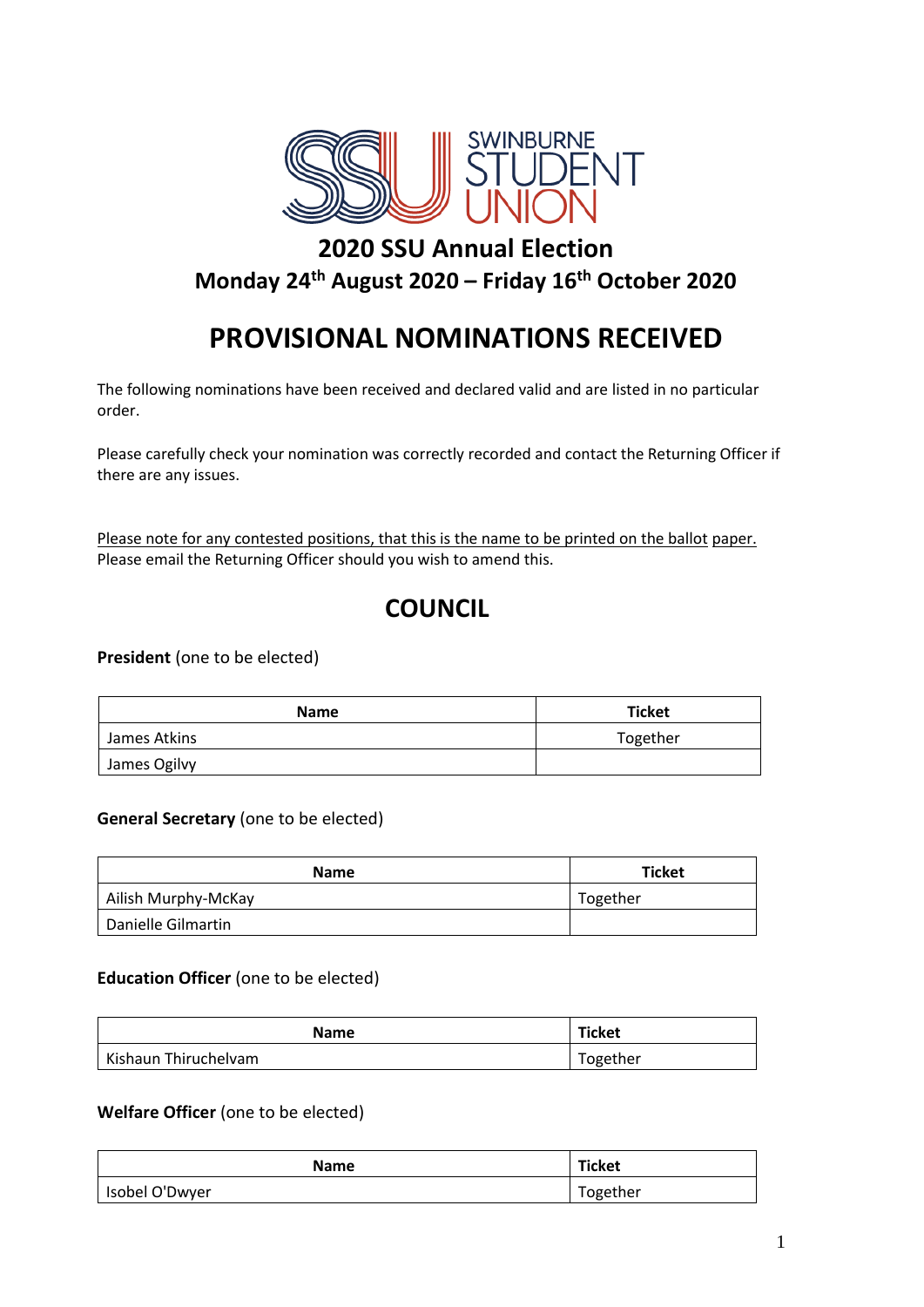# 2020 SSU Annual Election

## Monday 24th August 2020 – Friday 16th October 2020

# PROVISIONAL NOMINATIONS RECEIVED

The following nominations have been received and declared valid and are listed in no particular order.

Please carefully check your nomination was correctly recorded and contact the Returning Officer if there are any issues.

Please note for any contested positions, that this is the name to be printed on the ballot paper. Please email the Returning Officer should you wish to amend this.

## COUNCIL

**President** (one to be elected)

| Name | Ticket |
|---|---|
| James Atkins | Together |
| James Ogilvy | |

**General Secretary** (one to be elected)

| Name | Ticket |
|---|---|
| Ailish Murphy-McKay | Together |
| Danielle Gilmartin | |

**Education Officer** (one to be elected)

| Name | Ticket |
|---|---|
| Kishaun Thiruchelvam | Together |

**Welfare Officer** (one to be elected)

| Name | Ticket |
|---|---|
| Isobel O'Dwyer | Together |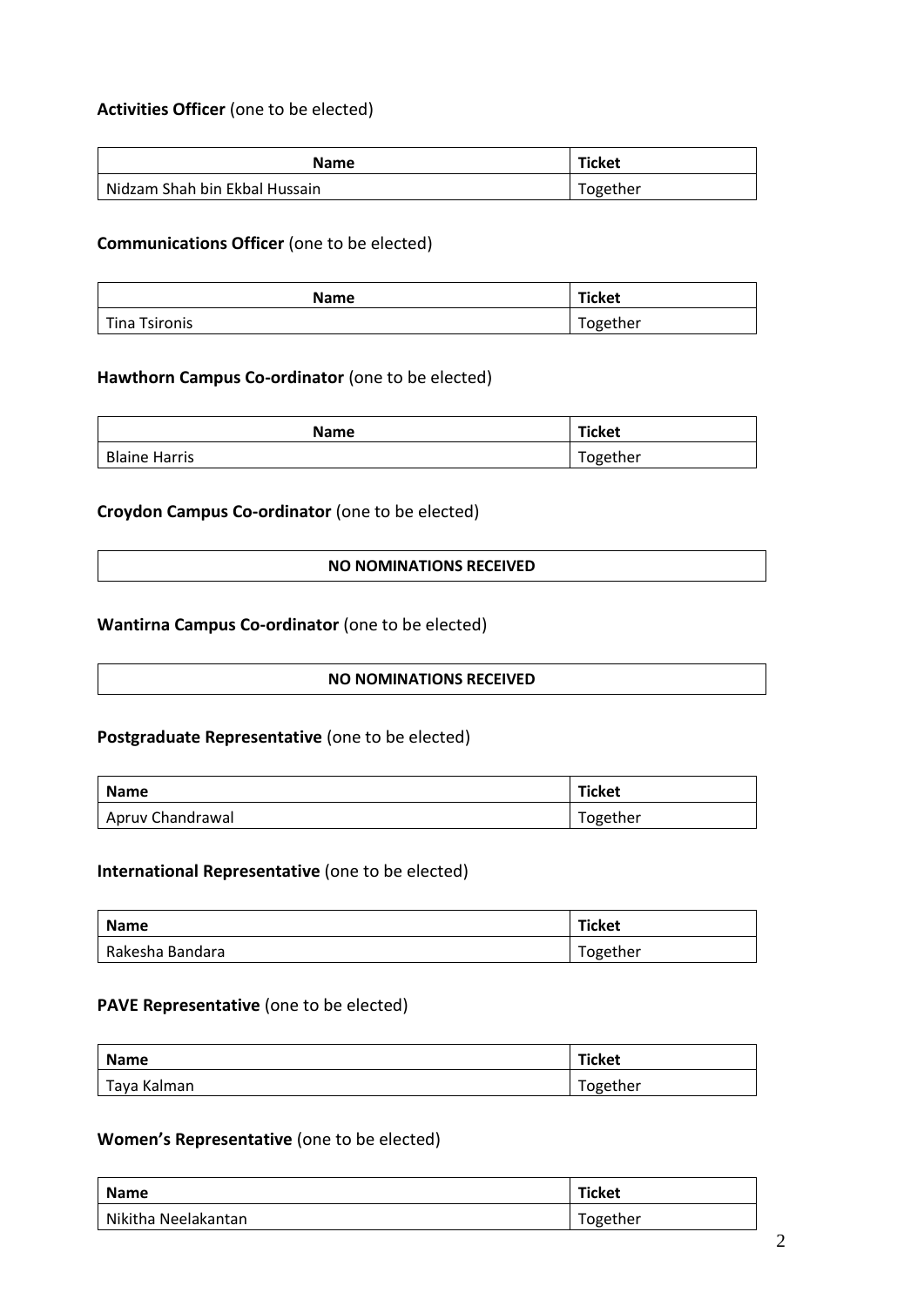**Activities Officer** (one to be elected)

| Name | Ticket |
| --- | --- |
| Nidzam Shah bin Ekbal Hussain | Together |

**Communications Officer** (one to be elected)

| Name | Ticket |
| --- | --- |
| Tina Tsironis | Together |

**Hawthorn Campus Co-ordinator** (one to be elected)

| Name | Ticket |
| --- | --- |
| Blaine Harris | Together |

**Croydon Campus Co-ordinator** (one to be elected)

| NO NOMINATIONS RECEIVED |
| --- |

**Wantirna Campus Co-ordinator** (one to be elected)

| NO NOMINATIONS RECEIVED |
| --- |

**Postgraduate Representative** (one to be elected)

| Name | Ticket |
| --- | --- |
| Apruv Chandrawal | Together |

**International Representative** (one to be elected)

| Name | Ticket |
| --- | --- |
| Rakesha Bandara | Together |

**PAVE Representative** (one to be elected)

| Name | Ticket |
| --- | --- |
| Taya Kalman | Together |

**Women's Representative** (one to be elected)

| Name | Ticket |
| --- | --- |
| Nikitha Neelakantan | Together |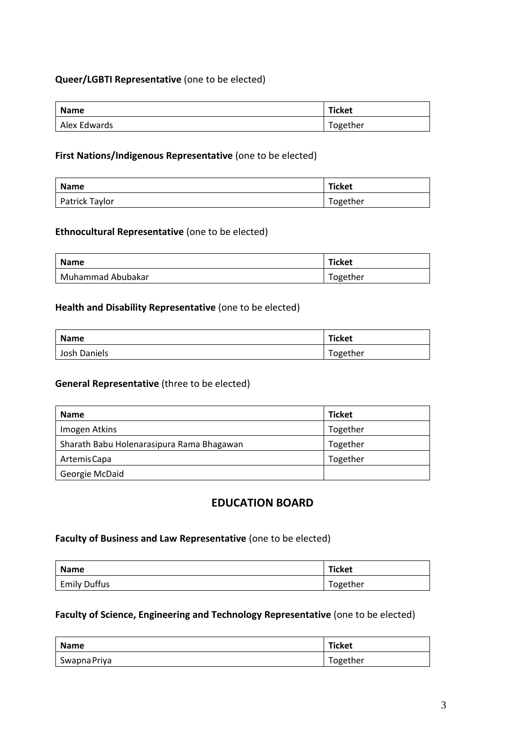**Queer/LGBTI Representative** (one to be elected)

| Name | Ticket |
| --- | --- |
| Alex Edwards | Together |

**First Nations/Indigenous Representative** (one to be elected)

| Name | Ticket |
| --- | --- |
| Patrick Taylor | Together |

**Ethnocultural Representative** (one to be elected)

| Name | Ticket |
| --- | --- |
| Muhammad Abubakar | Together |

**Health and Disability Representative** (one to be elected)

| Name | Ticket |
| --- | --- |
| Josh Daniels | Together |

**General Representative** (three to be elected)

| Name | Ticket |
| --- | --- |
| Imogen Atkins | Together |
| Sharath Babu Holenarasipura Rama Bhagawan | Together |
| Artemis Capa | Together |
| Georgie McDaid | |

## EDUCATION BOARD

**Faculty of Business and Law Representative** (one to be elected)

| Name | Ticket |
| --- | --- |
| Emily Duffus | Together |

**Faculty of Science, Engineering and Technology Representative** (one to be elected)

| Name | Ticket |
| --- | --- |
| Swapna Priya | Together |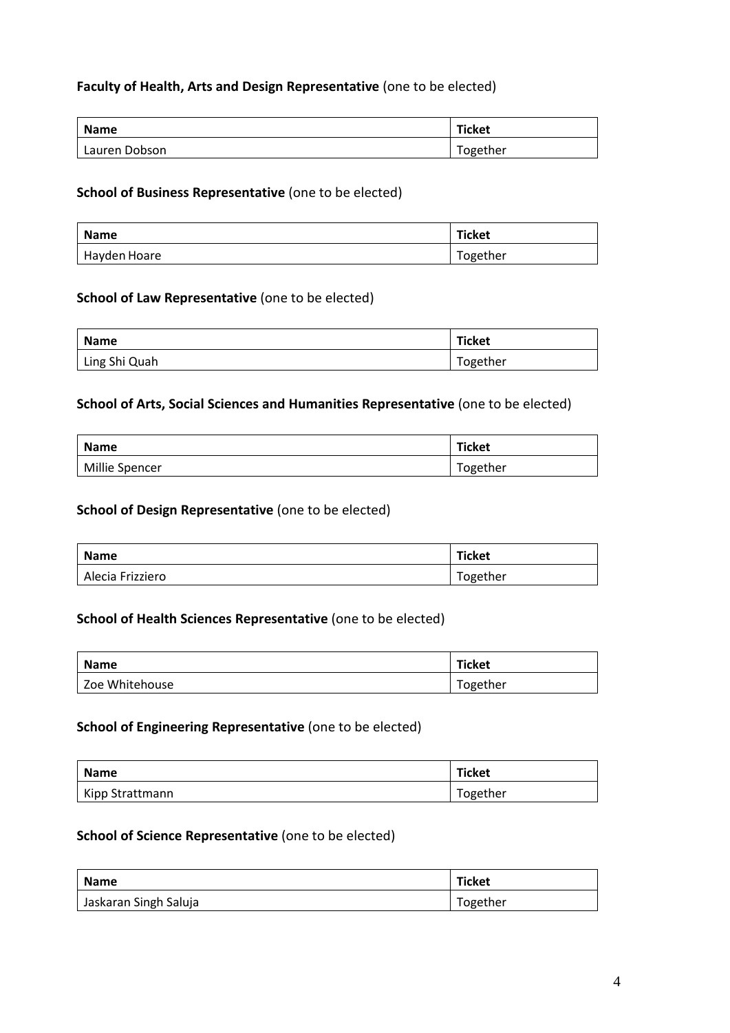**Faculty of Health, Arts and Design Representative** (one to be elected)

| Name | Ticket |
| --- | --- |
| Lauren Dobson | Together |

**School of Business Representative** (one to be elected)

| Name | Ticket |
| --- | --- |
| Hayden Hoare | Together |

**School of Law Representative** (one to be elected)

| Name | Ticket |
| --- | --- |
| Ling Shi Quah | Together |

**School of Arts, Social Sciences and Humanities Representative** (one to be elected)

| Name | Ticket |
| --- | --- |
| Millie Spencer | Together |

**School of Design Representative** (one to be elected)

| Name | Ticket |
| --- | --- |
| Alecia Frizziero | Together |

**School of Health Sciences Representative** (one to be elected)

| Name | Ticket |
| --- | --- |
| Zoe Whitehouse | Together |

**School of Engineering Representative** (one to be elected)

| Name | Ticket |
| --- | --- |
| Kipp Strattmann | Together |

**School of Science Representative** (one to be elected)

| Name | Ticket |
| --- | --- |
| Jaskaran Singh Saluja | Together |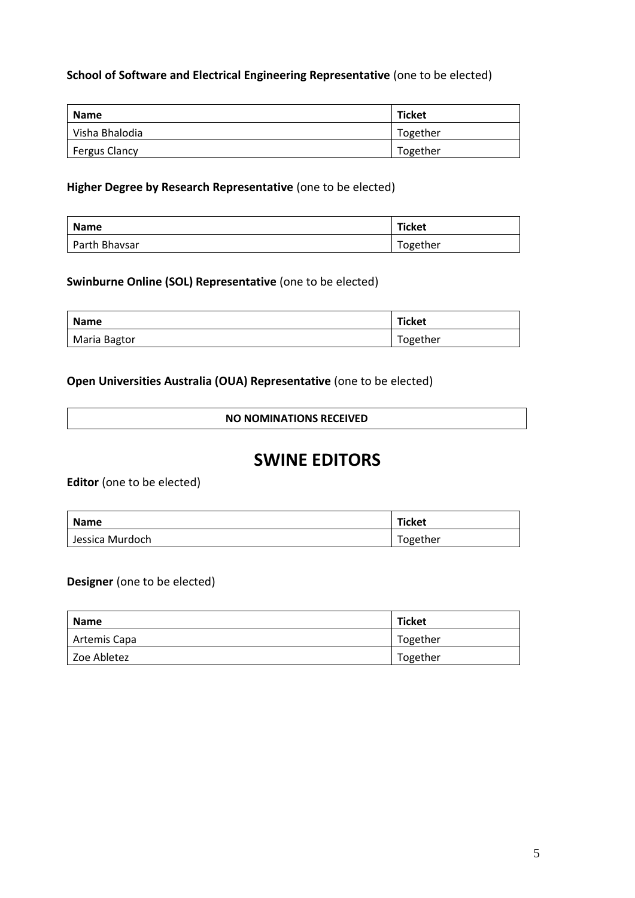**School of Software and Electrical Engineering Representative** (one to be elected)

| Name | Ticket |
|---|---|
| Visha Bhalodia | Together |
| Fergus Clancy | Together |

**Higher Degree by Research Representative** (one to be elected)

| Name | Ticket |
|---|---|
| Parth Bhavsar | Together |

**Swinburne Online (SOL) Representative** (one to be elected)

| Name | Ticket |
|---|---|
| Maria Bagtor | Together |

**Open Universities Australia (OUA) Representative** (one to be elected)

| NO NOMINATIONS RECEIVED |
|---|

# SWINE EDITORS

**Editor** (one to be elected)

| Name | Ticket |
|---|---|
| Jessica Murdoch | Together |

**Designer** (one to be elected)

| Name | Ticket |
|---|---|
| Artemis Capa | Together |
| Zoe Abletez | Together |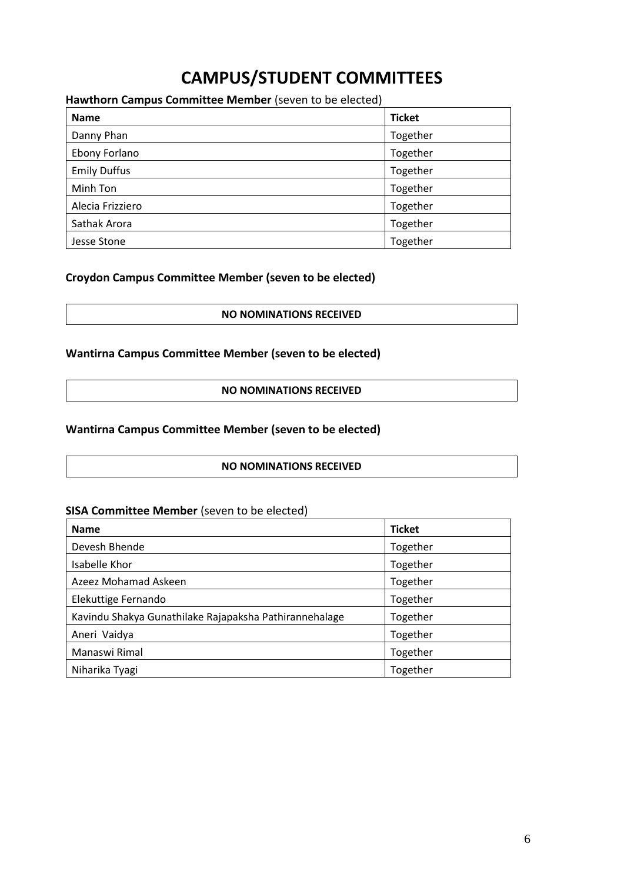# CAMPUS/STUDENT COMMITTEES

**Hawthorn Campus Committee Member** (seven to be elected)

| Name | Ticket |
|---|---|
| Danny Phan | Together |
| Ebony Forlano | Together |
| Emily Duffus | Together |
| Minh Ton | Together |
| Alecia Frizziero | Together |
| Sathak Arora | Together |
| Jesse Stone | Together |

**Croydon Campus Committee Member (seven to be elected)**

| NO NOMINATIONS RECEIVED |
|---|

**Wantirna Campus Committee Member (seven to be elected)**

| NO NOMINATIONS RECEIVED |
|---|

**Wantirna Campus Committee Member (seven to be elected)**

| NO NOMINATIONS RECEIVED |
|---|

**SISA Committee Member** (seven to be elected)

| Name | Ticket |
|---|---|
| Devesh Bhende | Together |
| Isabelle Khor | Together |
| Azeez Mohamad Askeen | Together |
| Elekuttige Fernando | Together |
| Kavindu Shakya Gunathilake Rajapaksha Pathirannehalage | Together |
| Aneri Vaidya | Together |
| Manaswi Rimal | Together |
| Niharika Tyagi | Together |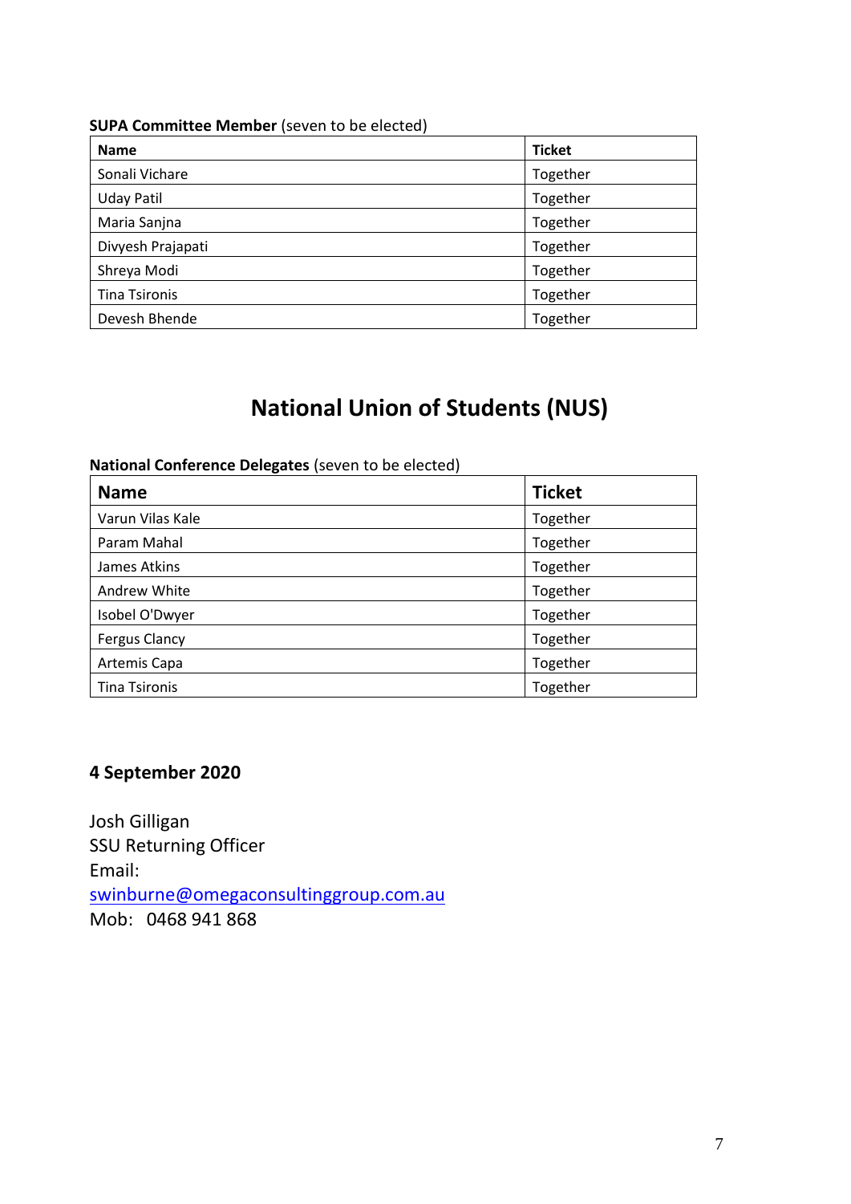**SUPA Committee Member** (seven to be elected)

| Name | Ticket |
|---|---|
| Sonali Vichare | Together |
| Uday Patil | Together |
| Maria Sanjna | Together |
| Divyesh Prajapati | Together |
| Shreya Modi | Together |
| Tina Tsironis | Together |
| Devesh Bhende | Together |

## National Union of Students (NUS)

**National Conference Delegates** (seven to be elected)

| Name | Ticket |
|---|---|
| Varun Vilas Kale | Together |
| Param Mahal | Together |
| James Atkins | Together |
| Andrew White | Together |
| Isobel O'Dwyer | Together |
| Fergus Clancy | Together |
| Artemis Capa | Together |
| Tina Tsironis | Together |

**4 September 2020**

Josh Gilligan
SSU Returning Officer
Email:
swinburne@omegaconsultinggroup.com.au
Mob: 0468 941 868